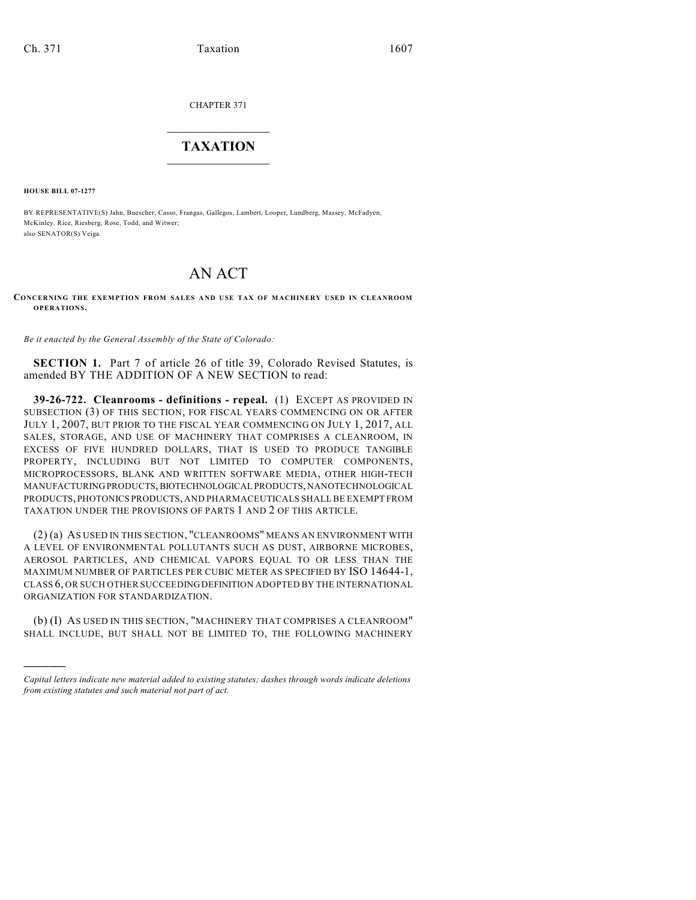CHAPTER 371

# TAXATION

**HOUSE BILL 07-1277**

BY REPRESENTATIVE(S) Jahn, Buescher, Casso, Frangas, Gallegos, Lambert, Looper, Lundberg, Massey, McFadyen, McKinley, Rice, Riesberg, Rose, Todd, and Witwer;
also SENATOR(S) Veiga.

# AN ACT

**CONCERNING THE EXEMPTION FROM SALES AND USE TAX OF MACHINERY USED IN CLEANROOM OPERATIONS.**

*Be it enacted by the General Assembly of the State of Colorado:*

**SECTION 1.** Part 7 of article 26 of title 39, Colorado Revised Statutes, is amended BY THE ADDITION OF A NEW SECTION to read:

**39-26-722. Cleanrooms - definitions - repeal.** (1) EXCEPT AS PROVIDED IN SUBSECTION (3) OF THIS SECTION, FOR FISCAL YEARS COMMENCING ON OR AFTER JULY 1, 2007, BUT PRIOR TO THE FISCAL YEAR COMMENCING ON JULY 1, 2017, ALL SALES, STORAGE, AND USE OF MACHINERY THAT COMPRISES A CLEANROOM, IN EXCESS OF FIVE HUNDRED DOLLARS, THAT IS USED TO PRODUCE TANGIBLE PROPERTY, INCLUDING BUT NOT LIMITED TO COMPUTER COMPONENTS, MICROPROCESSORS, BLANK AND WRITTEN SOFTWARE MEDIA, OTHER HIGH-TECH MANUFACTURING PRODUCTS, BIOTECHNOLOGICAL PRODUCTS, NANOTECHNOLOGICAL PRODUCTS, PHOTONICS PRODUCTS, AND PHARMACEUTICALS SHALL BE EXEMPT FROM TAXATION UNDER THE PROVISIONS OF PARTS 1 AND 2 OF THIS ARTICLE.

(2) (a) AS USED IN THIS SECTION, "CLEANROOMS" MEANS AN ENVIRONMENT WITH A LEVEL OF ENVIRONMENTAL POLLUTANTS SUCH AS DUST, AIRBORNE MICROBES, AEROSOL PARTICLES, AND CHEMICAL VAPORS EQUAL TO OR LESS THAN THE MAXIMUM NUMBER OF PARTICLES PER CUBIC METER AS SPECIFIED BY ISO 14644-1, CLASS 6, OR SUCH OTHER SUCCEEDING DEFINITION ADOPTED BY THE INTERNATIONAL ORGANIZATION FOR STANDARDIZATION.

(b) (I) AS USED IN THIS SECTION, "MACHINERY THAT COMPRISES A CLEANROOM" SHALL INCLUDE, BUT SHALL NOT BE LIMITED TO, THE FOLLOWING MACHINERY

---

*Capital letters indicate new material added to existing statutes; dashes through words indicate deletions from existing statutes and such material not part of act.*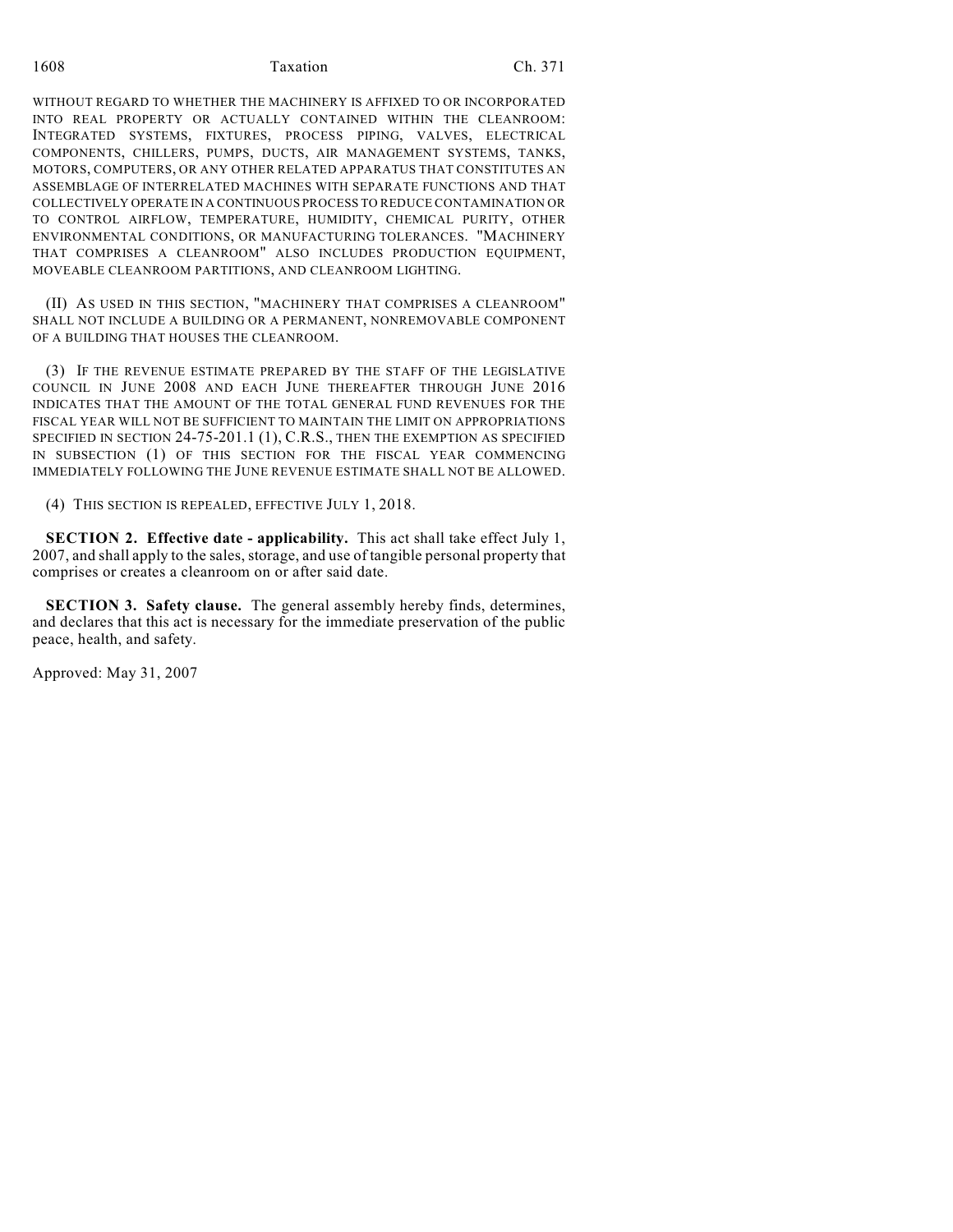WITHOUT REGARD TO WHETHER THE MACHINERY IS AFFIXED TO OR INCORPORATED INTO REAL PROPERTY OR ACTUALLY CONTAINED WITHIN THE CLEANROOM: INTEGRATED SYSTEMS, FIXTURES, PROCESS PIPING, VALVES, ELECTRICAL COMPONENTS, CHILLERS, PUMPS, DUCTS, AIR MANAGEMENT SYSTEMS, TANKS, MOTORS, COMPUTERS, OR ANY OTHER RELATED APPARATUS THAT CONSTITUTES AN ASSEMBLAGE OF INTERRELATED MACHINES WITH SEPARATE FUNCTIONS AND THAT COLLECTIVELY OPERATE IN A CONTINUOUS PROCESS TO REDUCE CONTAMINATION OR TO CONTROL AIRFLOW, TEMPERATURE, HUMIDITY, CHEMICAL PURITY, OTHER ENVIRONMENTAL CONDITIONS, OR MANUFACTURING TOLERANCES. "MACHINERY THAT COMPRISES A CLEANROOM" ALSO INCLUDES PRODUCTION EQUIPMENT, MOVEABLE CLEANROOM PARTITIONS, AND CLEANROOM LIGHTING.

(II) AS USED IN THIS SECTION, "MACHINERY THAT COMPRISES A CLEANROOM" SHALL NOT INCLUDE A BUILDING OR A PERMANENT, NONREMOVABLE COMPONENT OF A BUILDING THAT HOUSES THE CLEANROOM.

(3) IF THE REVENUE ESTIMATE PREPARED BY THE STAFF OF THE LEGISLATIVE COUNCIL IN JUNE 2008 AND EACH JUNE THEREAFTER THROUGH JUNE 2016 INDICATES THAT THE AMOUNT OF THE TOTAL GENERAL FUND REVENUES FOR THE FISCAL YEAR WILL NOT BE SUFFICIENT TO MAINTAIN THE LIMIT ON APPROPRIATIONS SPECIFIED IN SECTION 24-75-201.1 (1), C.R.S., THEN THE EXEMPTION AS SPECIFIED IN SUBSECTION (1) OF THIS SECTION FOR THE FISCAL YEAR COMMENCING IMMEDIATELY FOLLOWING THE JUNE REVENUE ESTIMATE SHALL NOT BE ALLOWED.

(4) THIS SECTION IS REPEALED, EFFECTIVE JULY 1, 2018.

**SECTION 2. Effective date - applicability.** This act shall take effect July 1, 2007, and shall apply to the sales, storage, and use of tangible personal property that comprises or creates a cleanroom on or after said date.

**SECTION 3. Safety clause.** The general assembly hereby finds, determines, and declares that this act is necessary for the immediate preservation of the public peace, health, and safety.

Approved: May 31, 2007